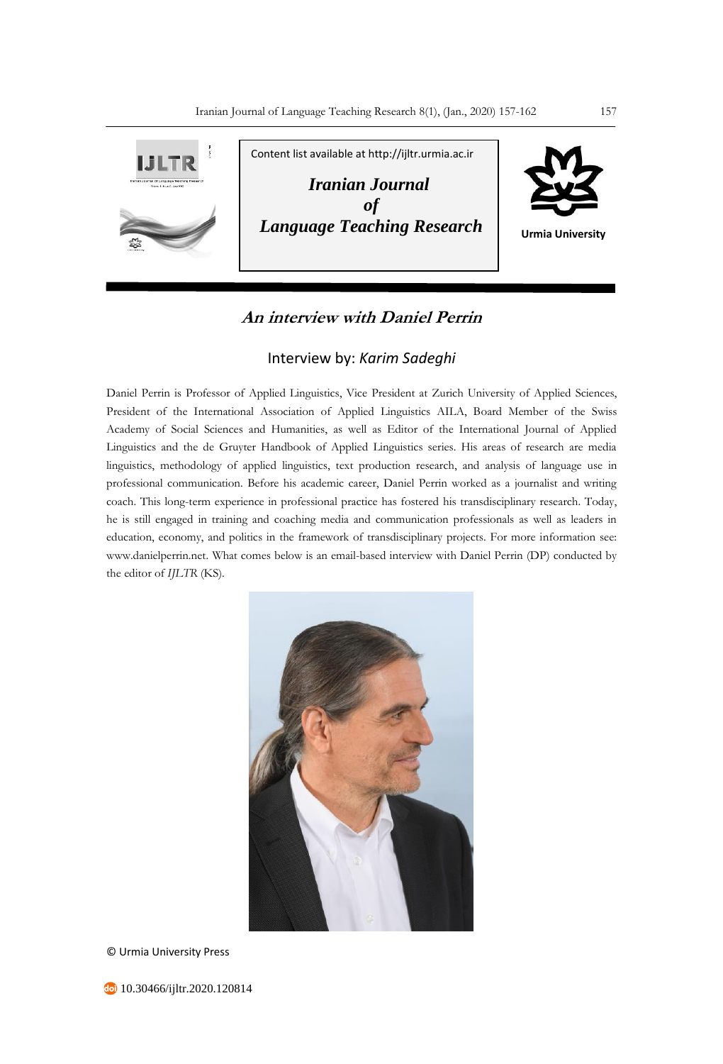Content list available at http://ijltr.urmia.ac.ir

**Iranian Journal of Language Teaching Research**

Urmia University

# An interview with Daniel Perrin

## Interview by: *Karim Sadeghi*

Daniel Perrin is Professor of Applied Linguistics, Vice President at Zurich University of Applied Sciences, President of the International Association of Applied Linguistics AILA, Board Member of the Swiss Academy of Social Sciences and Humanities, as well as Editor of the International Journal of Applied Linguistics and the de Gruyter Handbook of Applied Linguistics series. His areas of research are media linguistics, methodology of applied linguistics, text production research, and analysis of language use in professional communication. Before his academic career, Daniel Perrin worked as a journalist and writing coach. This long-term experience in professional practice has fostered his transdisciplinary research. Today, he is still engaged in training and coaching media and communication professionals as well as leaders in education, economy, and politics in the framework of transdisciplinary projects. For more information see: www.danielperrin.net. What comes below is an email-based interview with Daniel Perrin (DP) conducted by the editor of *IJLTR* (KS).

© Urmia University Press

10.30466/ijltr.2020.120814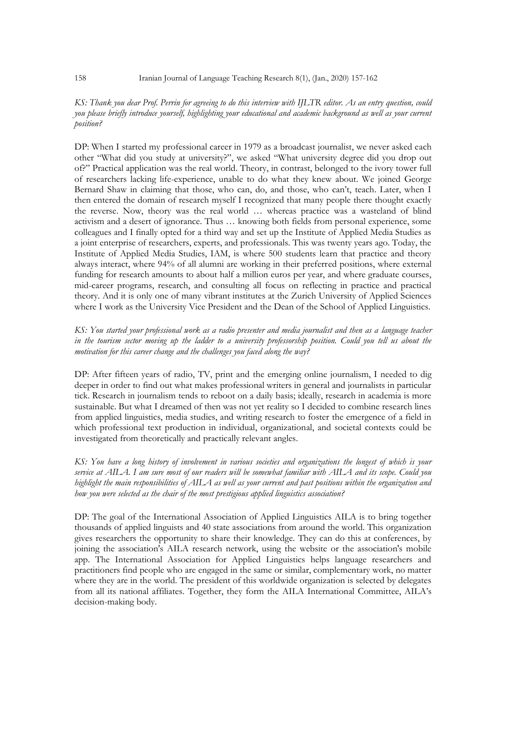*KS: Thank you dear Prof. Perrin for agreeing to do this interview with IJLTR editor. As an entry question, could you please briefly introduce yourself, highlighting your educational and academic background as well as your current position?*

DP: When I started my professional career in 1979 as a broadcast journalist, we never asked each other "What did you study at university?", we asked "What university degree did you drop out of?" Practical application was the real world. Theory, in contrast, belonged to the ivory tower full of researchers lacking life-experience, unable to do what they knew about. We joined George Bernard Shaw in claiming that those, who can, do, and those, who can't, teach. Later, when I then entered the domain of research myself I recognized that many people there thought exactly the reverse. Now, theory was the real world … whereas practice was a wasteland of blind activism and a desert of ignorance. Thus … knowing both fields from personal experience, some colleagues and I finally opted for a third way and set up the Institute of Applied Media Studies as a joint enterprise of researchers, experts, and professionals. This was twenty years ago. Today, the Institute of Applied Media Studies, IAM, is where 500 students learn that practice and theory always interact, where 94% of all alumni are working in their preferred positions, where external funding for research amounts to about half a million euros per year, and where graduate courses, mid-career programs, research, and consulting all focus on reflecting in practice and practical theory. And it is only one of many vibrant institutes at the Zurich University of Applied Sciences where I work as the University Vice President and the Dean of the School of Applied Linguistics.

*KS: You started your professional work as a radio presenter and media journalist and then as a language teacher in the tourism sector moving up the ladder to a university professorship position. Could you tell us about the motivation for this career change and the challenges you faced along the way?*

DP: After fifteen years of radio, TV, print and the emerging online journalism, I needed to dig deeper in order to find out what makes professional writers in general and journalists in particular tick. Research in journalism tends to reboot on a daily basis; ideally, research in academia is more sustainable. But what I dreamed of then was not yet reality so I decided to combine research lines from applied linguistics, media studies, and writing research to foster the emergence of a field in which professional text production in individual, organizational, and societal contexts could be investigated from theoretically and practically relevant angles.

*KS: You have a long history of involvement in various societies and organizations the longest of which is your service at AILA. I am sure most of our readers will be somewhat familiar with AILA and its scope. Could you highlight the main responsibilities of AILA as well as your current and past positions within the organization and how you were selected as the chair of the most prestigious applied linguistics association?*

DP: The goal of the International Association of Applied Linguistics AILA is to bring together thousands of applied linguists and 40 state associations from around the world. This organization gives researchers the opportunity to share their knowledge. They can do this at conferences, by joining the association's AILA research network, using the website or the association's mobile app. The International Association for Applied Linguistics helps language researchers and practitioners find people who are engaged in the same or similar, complementary work, no matter where they are in the world. The president of this worldwide organization is selected by delegates from all its national affiliates. Together, they form the AILA International Committee, AILA's decision-making body.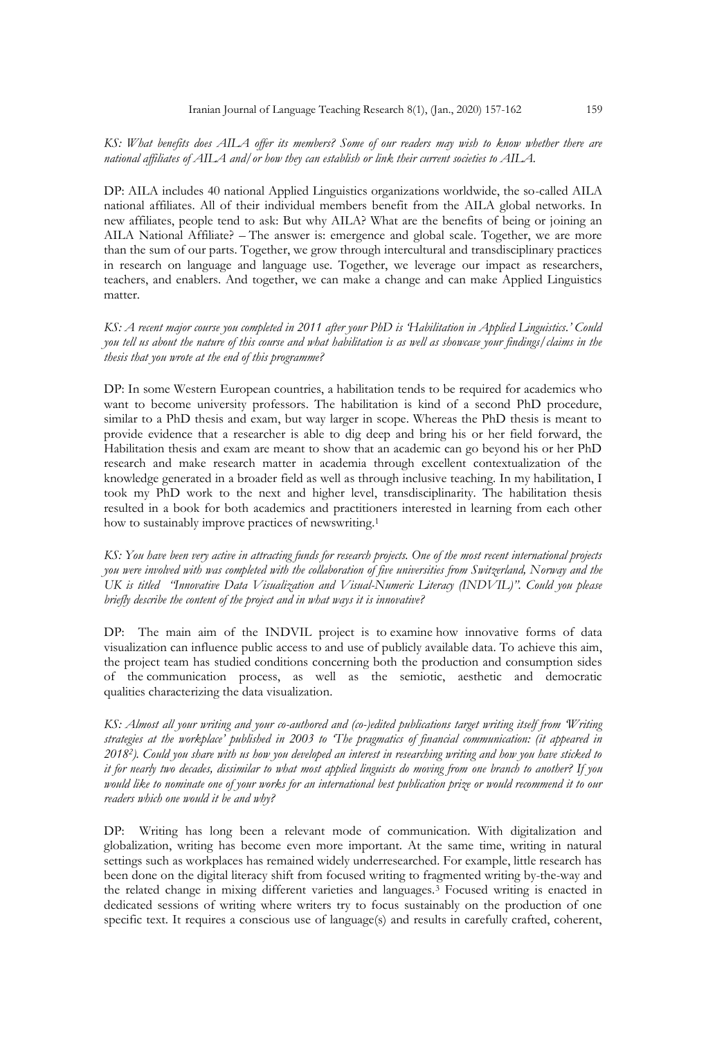*KS: What benefits does AILA offer its members? Some of our readers may wish to know whether there are national affiliates of AILA and/or how they can establish or link their current societies to AILA.*

DP: AILA includes 40 national Applied Linguistics organizations worldwide, the so-called AILA national affiliates. All of their individual members benefit from the AILA global networks. In new affiliates, people tend to ask: But why AILA? What are the benefits of being or joining an AILA National Affiliate? – The answer is: emergence and global scale. Together, we are more than the sum of our parts. Together, we grow through intercultural and transdisciplinary practices in research on language and language use. Together, we leverage our impact as researchers, teachers, and enablers. And together, we can make a change and can make Applied Linguistics matter.

*KS: A recent major course you completed in 2011 after your PhD is 'Habilitation in Applied Linguistics.' Could you tell us about the nature of this course and what habilitation is as well as showcase your findings/claims in the thesis that you wrote at the end of this programme?*

DP: In some Western European countries, a habilitation tends to be required for academics who want to become university professors. The habilitation is kind of a second PhD procedure, similar to a PhD thesis and exam, but way larger in scope. Whereas the PhD thesis is meant to provide evidence that a researcher is able to dig deep and bring his or her field forward, the Habilitation thesis and exam are meant to show that an academic can go beyond his or her PhD research and make research matter in academia through excellent contextualization of the knowledge generated in a broader field as well as through inclusive teaching. In my habilitation, I took my PhD work to the next and higher level, transdisciplinarity. The habilitation thesis resulted in a book for both academics and practitioners interested in learning from each other how to sustainably improve practices of newswriting.[1]

*KS: You have been very active in attracting funds for research projects. One of the most recent international projects you were involved with was completed with the collaboration of five universities from Switzerland, Norway and the UK is titled "Innovative Data Visualization and Visual-Numeric Literacy (INDVIL)". Could you please briefly describe the content of the project and in what ways it is innovative?*

DP: The main aim of the INDVIL project is to examine how innovative forms of data visualization can influence public access to and use of publicly available data. To achieve this aim, the project team has studied conditions concerning both the production and consumption sides of the communication process, as well as the semiotic, aesthetic and democratic qualities characterizing the data visualization.

*KS: Almost all your writing and your co-authored and (co-)edited publications target writing itself from 'Writing strategies at the workplace' published in 2003 to 'The pragmatics of financial communication: (it appeared in 2018[2]). Could you share with us how you developed an interest in researching writing and how you have sticked to it for nearly two decades, dissimilar to what most applied linguists do moving from one branch to another? If you would like to nominate one of your works for an international best publication prize or would recommend it to our readers which one would it be and why?*

DP: Writing has long been a relevant mode of communication. With digitalization and globalization, writing has become even more important. At the same time, writing in natural settings such as workplaces has remained widely underresearched. For example, little research has been done on the digital literacy shift from focused writing to fragmented writing by-the-way and the related change in mixing different varieties and languages.[3] Focused writing is enacted in dedicated sessions of writing where writers try to focus sustainably on the production of one specific text. It requires a conscious use of language(s) and results in carefully crafted, coherent,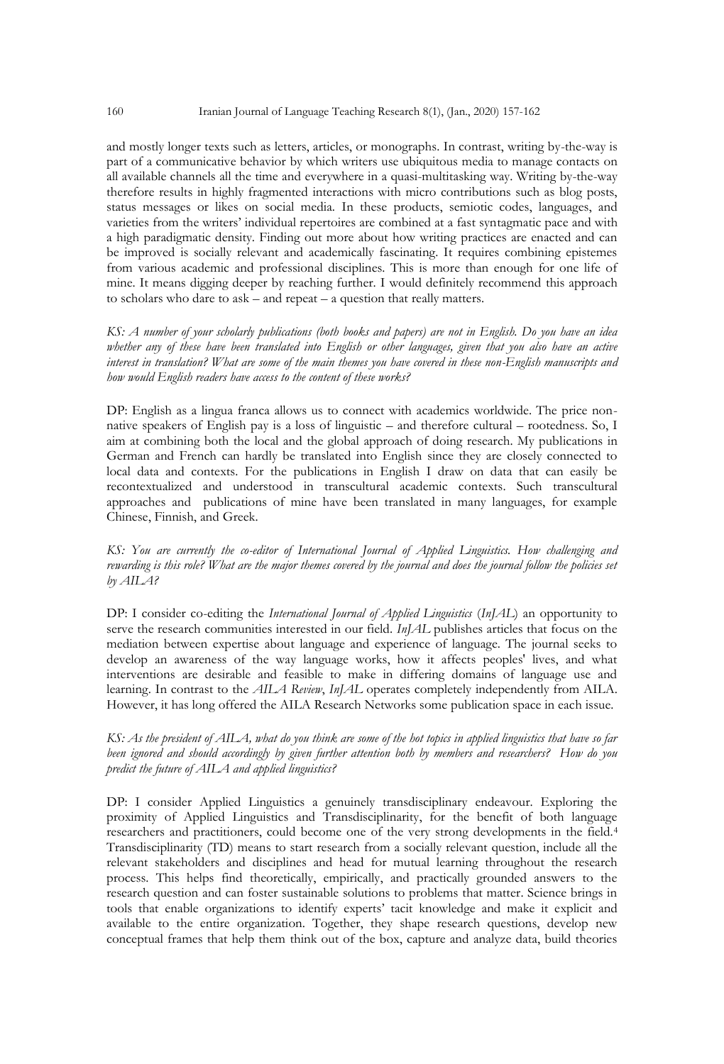and mostly longer texts such as letters, articles, or monographs. In contrast, writing by-the-way is part of a communicative behavior by which writers use ubiquitous media to manage contacts on all available channels all the time and everywhere in a quasi-multitasking way. Writing by-the-way therefore results in highly fragmented interactions with micro contributions such as blog posts, status messages or likes on social media. In these products, semiotic codes, languages, and varieties from the writers' individual repertoires are combined at a fast syntagmatic pace and with a high paradigmatic density. Finding out more about how writing practices are enacted and can be improved is socially relevant and academically fascinating. It requires combining epistemes from various academic and professional disciplines. This is more than enough for one life of mine. It means digging deeper by reaching further. I would definitely recommend this approach to scholars who dare to ask – and repeat – a question that really matters.

*KS: A number of your scholarly publications (both books and papers) are not in English. Do you have an idea whether any of these have been translated into English or other languages, given that you also have an active interest in translation? What are some of the main themes you have covered in these non-English manuscripts and how would English readers have access to the content of these works?*

DP: English as a lingua franca allows us to connect with academics worldwide. The price non-native speakers of English pay is a loss of linguistic – and therefore cultural – rootedness. So, I aim at combining both the local and the global approach of doing research. My publications in German and French can hardly be translated into English since they are closely connected to local data and contexts. For the publications in English I draw on data that can easily be recontextualized and understood in transcultural academic contexts. Such transcultural approaches and publications of mine have been translated in many languages, for example Chinese, Finnish, and Greek.

*KS: You are currently the co-editor of International Journal of Applied Linguistics. How challenging and rewarding is this role? What are the major themes covered by the journal and does the journal follow the policies set by AILA?*

DP: I consider co-editing the *International Journal of Applied Linguistics* (*InJAL*) an opportunity to serve the research communities interested in our field. *InJAL* publishes articles that focus on the mediation between expertise about language and experience of language. The journal seeks to develop an awareness of the way language works, how it affects peoples' lives, and what interventions are desirable and feasible to make in differing domains of language use and learning. In contrast to the *AILA Review*, *InJAL* operates completely independently from AILA. However, it has long offered the AILA Research Networks some publication space in each issue.

*KS: As the president of AILA, what do you think are some of the hot topics in applied linguistics that have so far been ignored and should accordingly by given further attention both by members and researchers? How do you predict the future of AILA and applied linguistics?*

DP: I consider Applied Linguistics a genuinely transdisciplinary endeavour. Exploring the proximity of Applied Linguistics and Transdisciplinarity, for the benefit of both language researchers and practitioners, could become one of the very strong developments in the field.[4] Transdisciplinarity (TD) means to start research from a socially relevant question, include all the relevant stakeholders and disciplines and head for mutual learning throughout the research process. This helps find theoretically, empirically, and practically grounded answers to the research question and can foster sustainable solutions to problems that matter. Science brings in tools that enable organizations to identify experts' tacit knowledge and make it explicit and available to the entire organization. Together, they shape research questions, develop new conceptual frames that help them think out of the box, capture and analyze data, build theories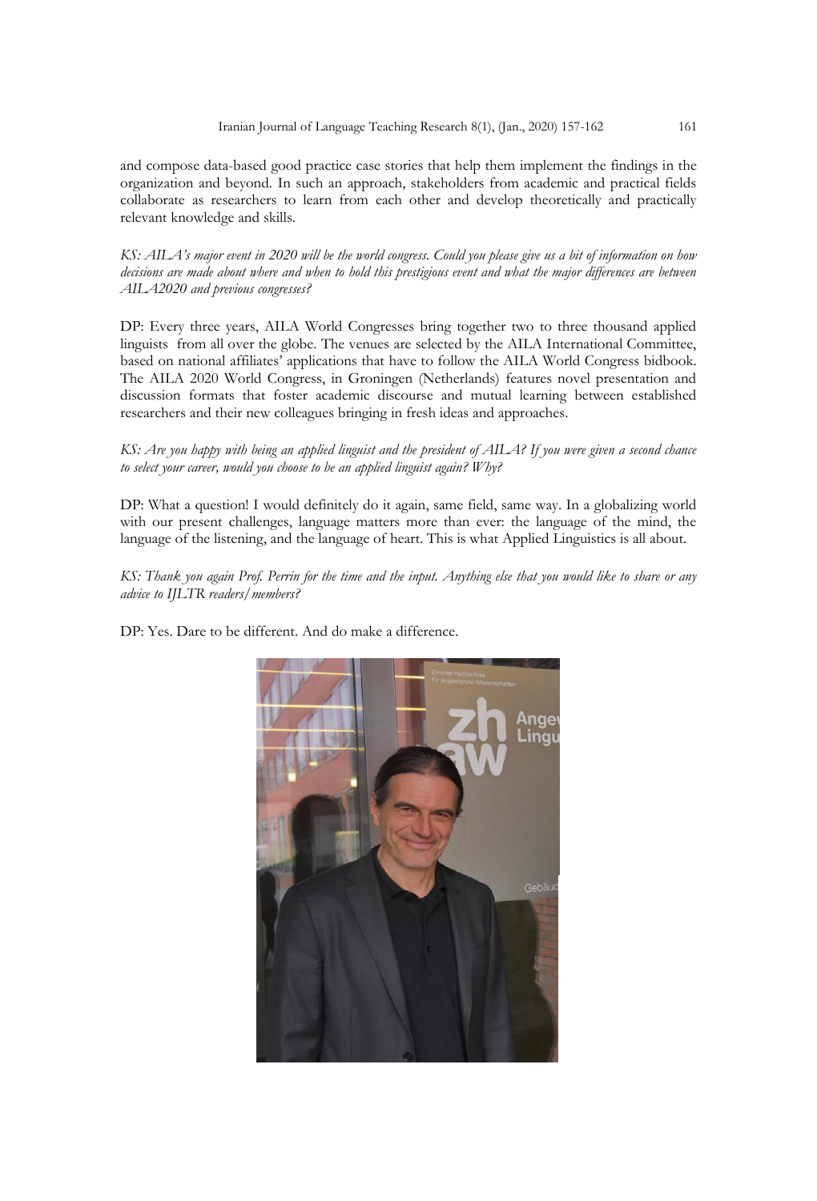and compose data-based good practice case stories that help them implement the findings in the organization and beyond. In such an approach, stakeholders from academic and practical fields collaborate as researchers to learn from each other and develop theoretically and practically relevant knowledge and skills.

*KS: AILA's major event in 2020 will be the world congress. Could you please give us a bit of information on how decisions are made about where and when to hold this prestigious event and what the major differences are between AILA2020 and previous congresses?*

DP: Every three years, AILA World Congresses bring together two to three thousand applied linguists from all over the globe. The venues are selected by the AILA International Committee, based on national affiliates' applications that have to follow the AILA World Congress bidbook. The AILA 2020 World Congress, in Groningen (Netherlands) features novel presentation and discussion formats that foster academic discourse and mutual learning between established researchers and their new colleagues bringing in fresh ideas and approaches.

*KS: Are you happy with being an applied linguist and the president of AILA? If you were given a second chance to select your career, would you choose to be an applied linguist again? Why?*

DP: What a question! I would definitely do it again, same field, same way. In a globalizing world with our present challenges, language matters more than ever: the language of the mind, the language of the listening, and the language of heart. This is what Applied Linguistics is all about.

*KS: Thank you again Prof. Perrin for the time and the input. Anything else that you would like to share or any advice to IJLTR readers/members?*

DP: Yes. Dare to be different. And do make a difference.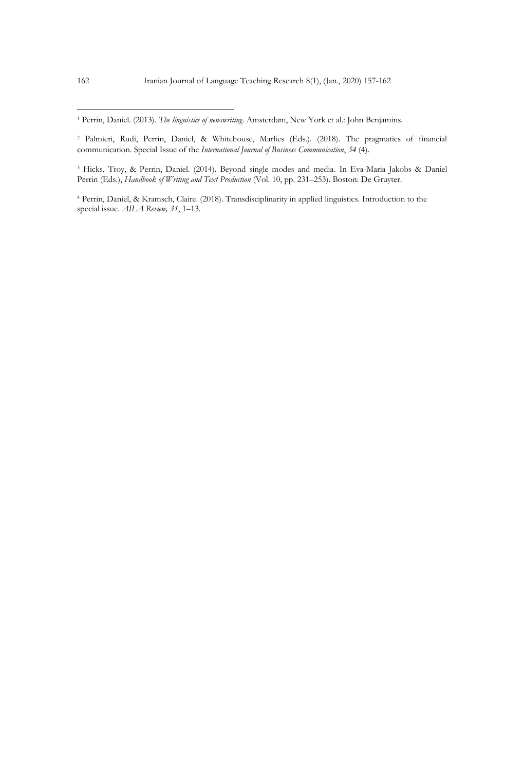[1] Perrin, Daniel. (2013). *The linguistics of newswriting*. Amsterdam, New York et al.: John Benjamins.

[2] Palmieri, Rudi, Perrin, Daniel, & Whitehouse, Marlies (Eds.). (2018). The pragmatics of financial communication. Special Issue of the *International Journal of Business Communication*, *54* (4).

[3] Hicks, Troy, & Perrin, Daniel. (2014). Beyond single modes and media. In Eva-Maria Jakobs & Daniel Perrin (Eds.), *Handbook of Writing and Text Production* (Vol. 10, pp. 231–253). Boston: De Gruyter.

[4] Perrin, Daniel, & Kramsch, Claire. (2018). Transdisciplinarity in applied linguistics. Introduction to the special issue. *AILA Review, 31*, 1–13.